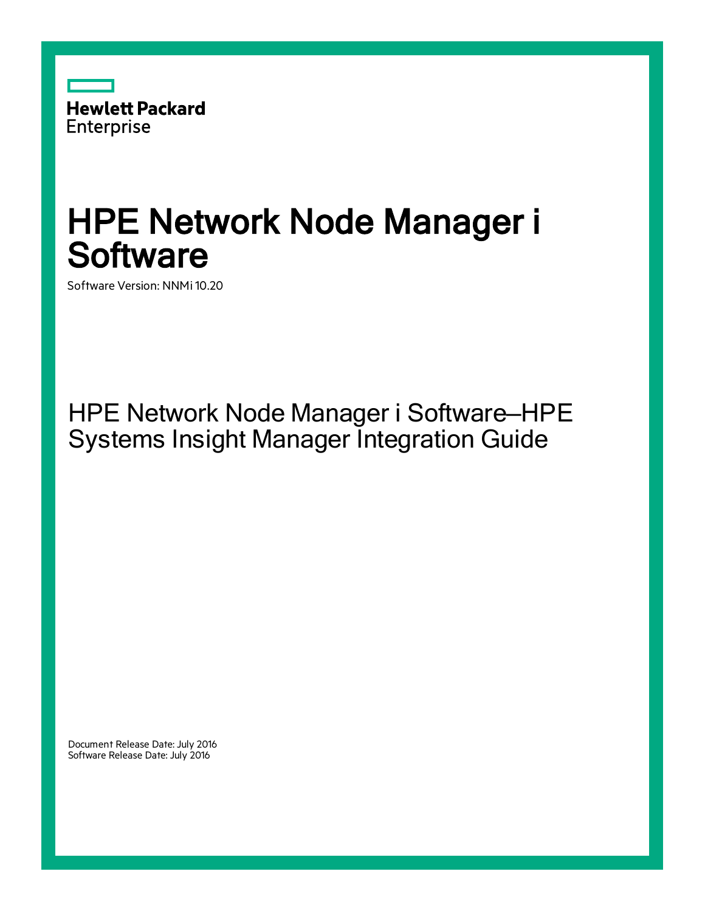Hewlett Packard Enterprise

# HPE Network Node Manager i Software

Software Version: NNMi 10.20

## HPE Network Node Manager i Software—HPE Systems Insight Manager Integration Guide

Document Release Date: July 2016
Software Release Date: July 2016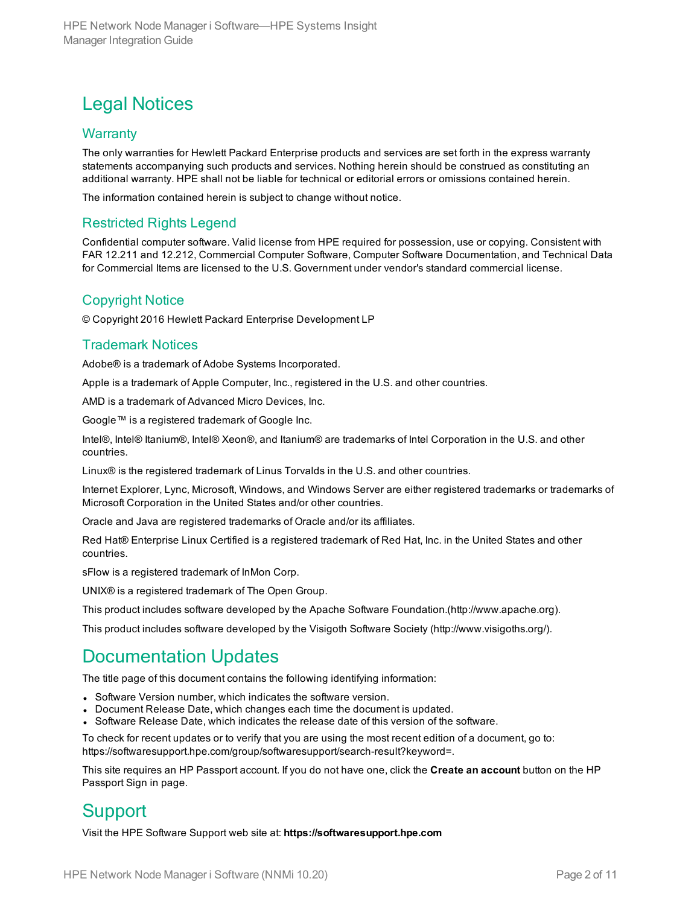# Legal Notices

## Warranty

The only warranties for Hewlett Packard Enterprise products and services are set forth in the express warranty statements accompanying such products and services. Nothing herein should be construed as constituting an additional warranty. HPE shall not be liable for technical or editorial errors or omissions contained herein.

The information contained herein is subject to change without notice.

## Restricted Rights Legend

Confidential computer software. Valid license from HPE required for possession, use or copying. Consistent with FAR 12.211 and 12.212, Commercial Computer Software, Computer Software Documentation, and Technical Data for Commercial Items are licensed to the U.S. Government under vendor's standard commercial license.

## Copyright Notice

© Copyright 2016 Hewlett Packard Enterprise Development LP

## Trademark Notices

Adobe® is a trademark of Adobe Systems Incorporated.

Apple is a trademark of Apple Computer, Inc., registered in the U.S. and other countries.

AMD is a trademark of Advanced Micro Devices, Inc.

Google™ is a registered trademark of Google Inc.

Intel®, Intel® Itanium®, Intel® Xeon®, and Itanium® are trademarks of Intel Corporation in the U.S. and other countries.

Linux® is the registered trademark of Linus Torvalds in the U.S. and other countries.

Internet Explorer, Lync, Microsoft, Windows, and Windows Server are either registered trademarks or trademarks of Microsoft Corporation in the United States and/or other countries.

Oracle and Java are registered trademarks of Oracle and/or its affiliates.

Red Hat® Enterprise Linux Certified is a registered trademark of Red Hat, Inc. in the United States and other countries.

sFlow is a registered trademark of InMon Corp.

UNIX® is a registered trademark of The Open Group.

This product includes software developed by the Apache Software Foundation.(http://www.apache.org).

This product includes software developed by the Visigoth Software Society (http://www.visigoths.org/).

# Documentation Updates

The title page of this document contains the following identifying information:

- Software Version number, which indicates the software version.
- Document Release Date, which changes each time the document is updated.
- Software Release Date, which indicates the release date of this version of the software.

To check for recent updates or to verify that you are using the most recent edition of a document, go to: https://softwaresupport.hpe.com/group/softwaresupport/search-result?keyword=.

This site requires an HP Passport account. If you do not have one, click the **Create an account** button on the HP Passport Sign in page.

# Support

Visit the HPE Software Support web site at: **https://softwaresupport.hpe.com**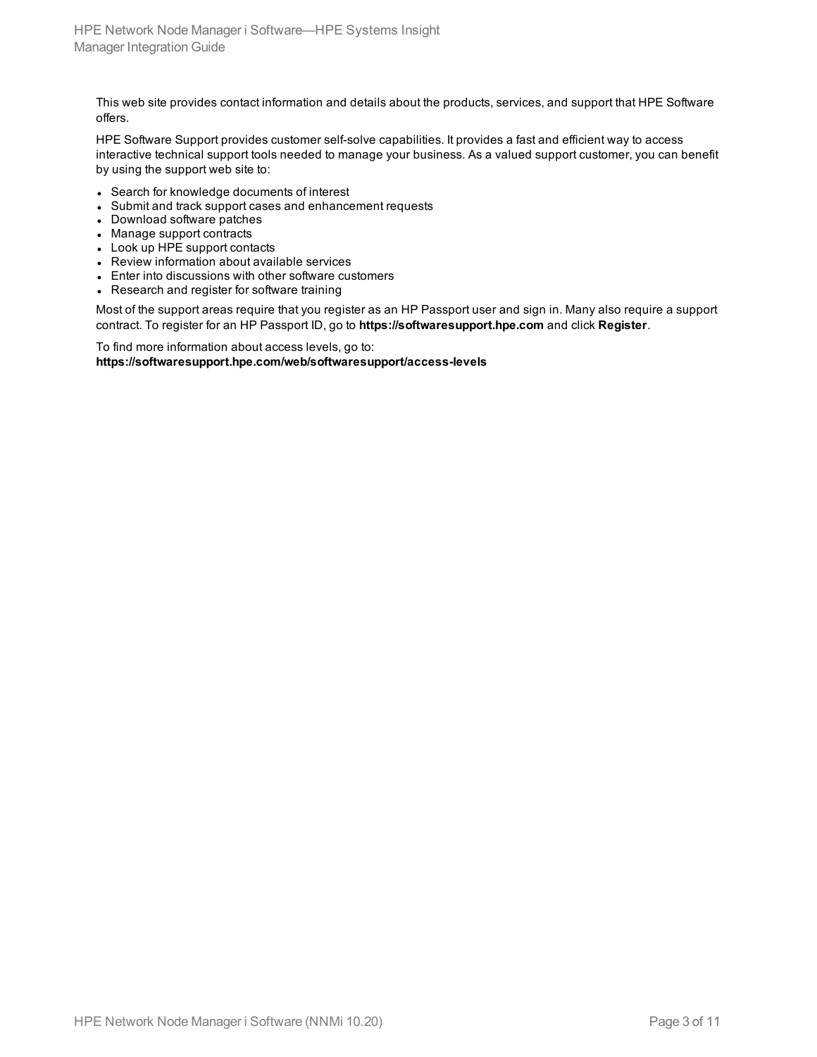This web site provides contact information and details about the products, services, and support that HPE Software offers.

HPE Software Support provides customer self-solve capabilities. It provides a fast and efficient way to access interactive technical support tools needed to manage your business. As a valued support customer, you can benefit by using the support web site to:

- Search for knowledge documents of interest
- Submit and track support cases and enhancement requests
- Download software patches
- Manage support contracts
- Look up HPE support contacts
- Review information about available services
- Enter into discussions with other software customers
- Research and register for software training

Most of the support areas require that you register as an HP Passport user and sign in. Many also require a support contract. To register for an HP Passport ID, go to **https://softwaresupport.hpe.com** and click **Register**.

To find more information about access levels, go to:
**https://softwaresupport.hpe.com/web/softwaresupport/access-levels**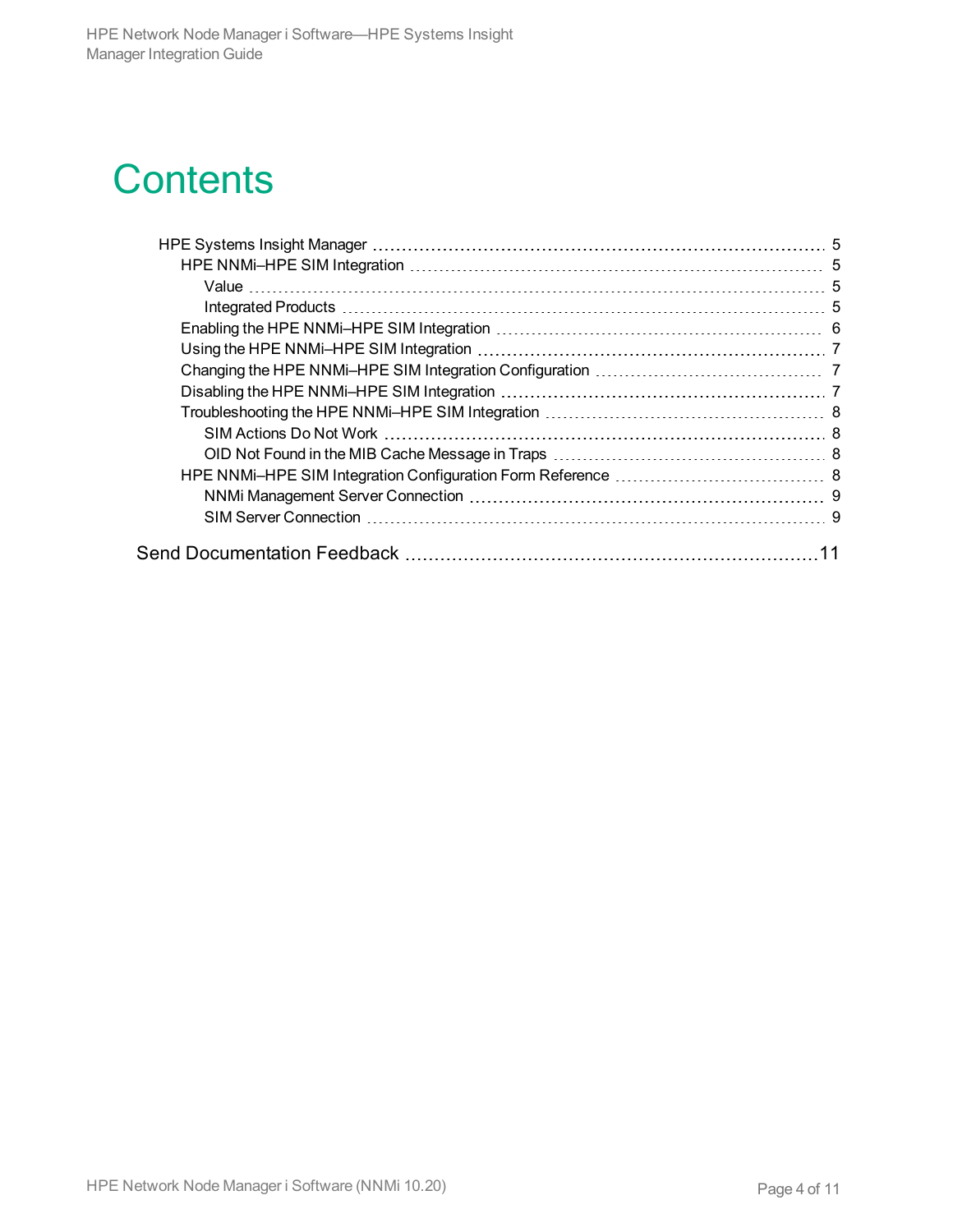# Contents

- HPE Systems Insight Manager 5
  - HPE NNMi–HPE SIM Integration 5
    - Value 5
    - Integrated Products 5
  - Enabling the HPE NNMi–HPE SIM Integration 6
  - Using the HPE NNMi–HPE SIM Integration 7
  - Changing the HPE NNMi–HPE SIM Integration Configuration 7
  - Disabling the HPE NNMi–HPE SIM Integration 7
  - Troubleshooting the HPE NNMi–HPE SIM Integration 8
    - SIM Actions Do Not Work 8
    - OID Not Found in the MIB Cache Message in Traps 8
  - HPE NNMi–HPE SIM Integration Configuration Form Reference 8
    - NNMi Management Server Connection 9
    - SIM Server Connection 9

Send Documentation Feedback 11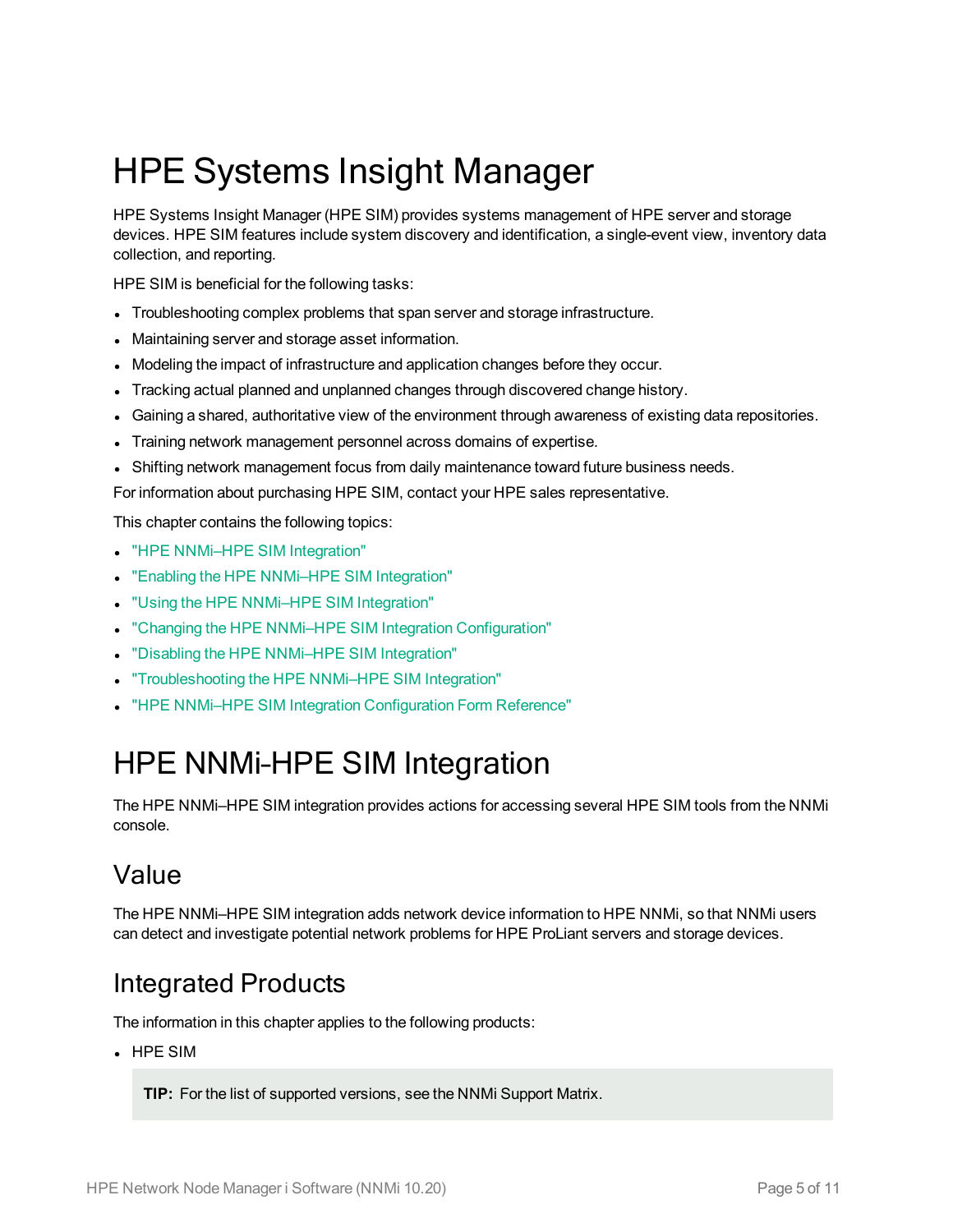# HPE Systems Insight Manager

HPE Systems Insight Manager (HPE SIM) provides systems management of HPE server and storage devices. HPE SIM features include system discovery and identification, a single-event view, inventory data collection, and reporting.

HPE SIM is beneficial for the following tasks:

- Troubleshooting complex problems that span server and storage infrastructure.
- Maintaining server and storage asset information.
- Modeling the impact of infrastructure and application changes before they occur.
- Tracking actual planned and unplanned changes through discovered change history.
- Gaining a shared, authoritative view of the environment through awareness of existing data repositories.
- Training network management personnel across domains of expertise.
- Shifting network management focus from daily maintenance toward future business needs.

For information about purchasing HPE SIM, contact your HPE sales representative.

This chapter contains the following topics:

- "HPE NNMi–HPE SIM Integration"
- "Enabling the HPE NNMi–HPE SIM Integration"
- "Using the HPE NNMi–HPE SIM Integration"
- "Changing the HPE NNMi–HPE SIM Integration Configuration"
- "Disabling the HPE NNMi–HPE SIM Integration"
- "Troubleshooting the HPE NNMi–HPE SIM Integration"
- "HPE NNMi–HPE SIM Integration Configuration Form Reference"

# HPE NNMi-HPE SIM Integration

The HPE NNMi–HPE SIM integration provides actions for accessing several HPE SIM tools from the NNMi console.

## Value

The HPE NNMi–HPE SIM integration adds network device information to HPE NNMi, so that NNMi users can detect and investigate potential network problems for HPE ProLiant servers and storage devices.

## Integrated Products

The information in this chapter applies to the following products:

- HPE SIM

  **TIP:** For the list of supported versions, see the NNMi Support Matrix.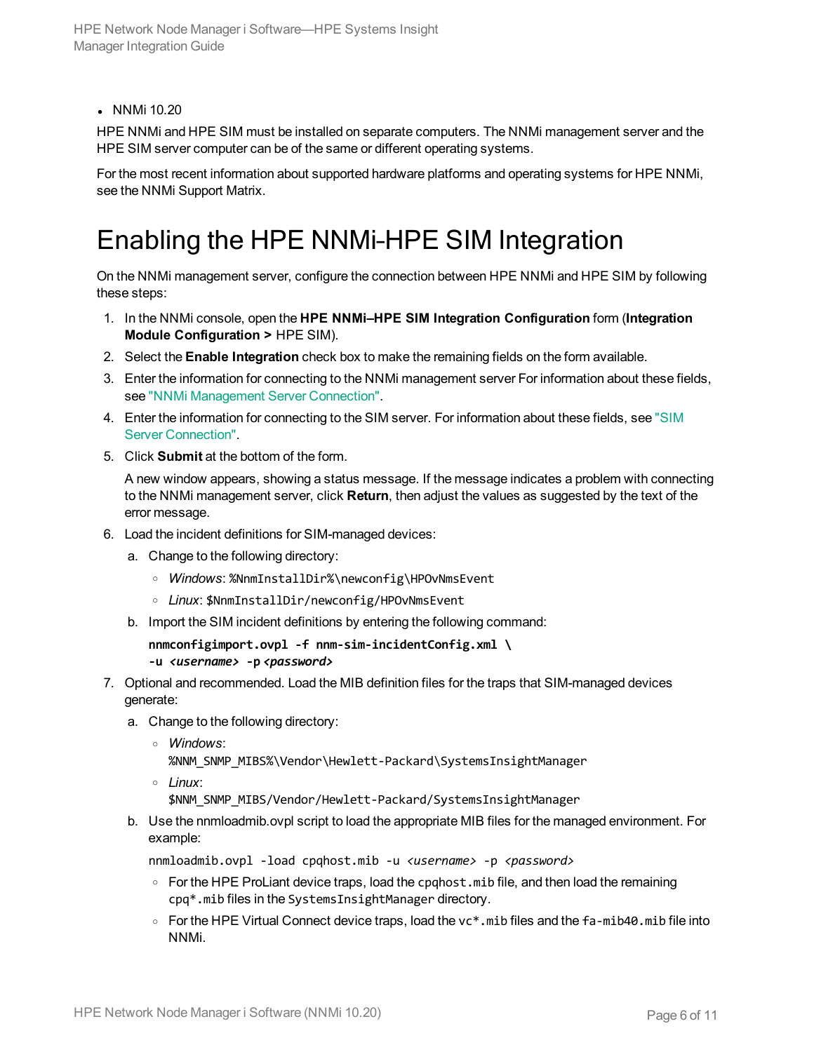- NNMi 10.20

HPE NNMi and HPE SIM must be installed on separate computers. The NNMi management server and the HPE SIM server computer can be of the same or different operating systems.

For the most recent information about supported hardware platforms and operating systems for HPE NNMi, see the NNMi Support Matrix.

# Enabling the HPE NNMi-HPE SIM Integration

On the NNMi management server, configure the connection between HPE NNMi and HPE SIM by following these steps:

1. In the NNMi console, open the **HPE NNMi–HPE SIM Integration Configuration** form (**Integration Module Configuration >** HPE SIM).
2. Select the **Enable Integration** check box to make the remaining fields on the form available.
3. Enter the information for connecting to the NNMi management server For information about these fields, see "NNMi Management Server Connection".
4. Enter the information for connecting to the SIM server. For information about these fields, see "SIM Server Connection".
5. Click **Submit** at the bottom of the form.

   A new window appears, showing a status message. If the message indicates a problem with connecting to the NNMi management server, click **Return**, then adjust the values as suggested by the text of the error message.
6. Load the incident definitions for SIM-managed devices:
   a. Change to the following directory:
      - *Windows*: `%NnmInstallDir%\newconfig\HPOvNmsEvent`
      - *Linux*: `$NnmInstallDir/newconfig/HPOvNmsEvent`

   b. Import the SIM incident definitions by entering the following command:

      ```
      nnmconfigimport.ovpl -f nnm-sim-incidentConfig.xml \
      -u <username> -p <password>
      ```
7. Optional and recommended. Load the MIB definition files for the traps that SIM-managed devices generate:
   a. Change to the following directory:
      - *Windows*: `%NNM_SNMP_MIBS%\Vendor\Hewlett-Packard\SystemsInsightManager`
      - *Linux*: `$NNM_SNMP_MIBS/Vendor/Hewlett-Packard/SystemsInsightManager`

   b. Use the nnmloadmib.ovpl script to load the appropriate MIB files for the managed environment. For example:

      ```
      nnmloadmib.ovpl -load cpqhost.mib -u <username> -p <password>
      ```

      - For the HPE ProLiant device traps, load the `cpqhost.mib` file, and then load the remaining `cpq*.mib` files in the `SystemsInsightManager` directory.
      - For the HPE Virtual Connect device traps, load the `vc*.mib` files and the `fa-mib40.mib` file into NNMi.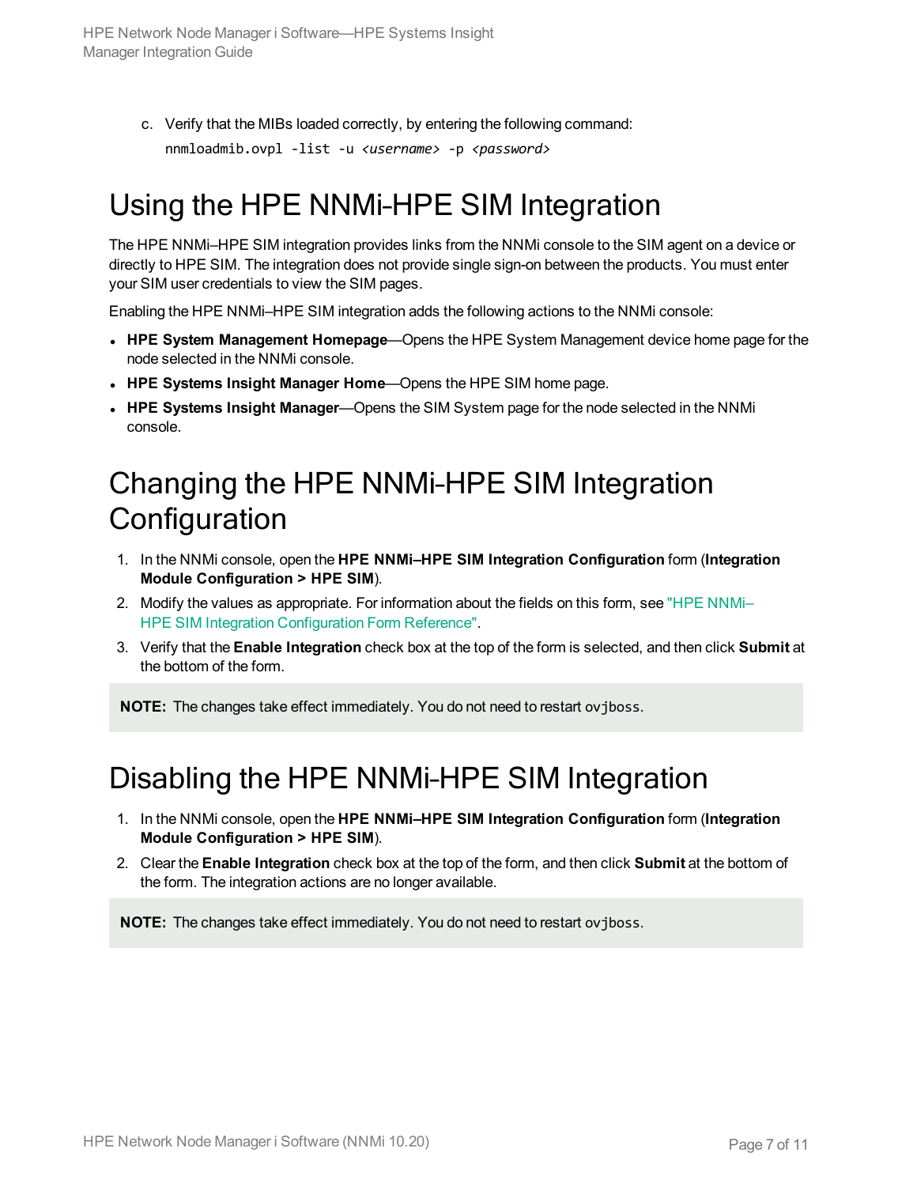c. Verify that the MIBs loaded correctly, by entering the following command:

```
nnmloadmib.ovpl -list -u <username> -p <password>
```

# Using the HPE NNMi-HPE SIM Integration

The HPE NNMi–HPE SIM integration provides links from the NNMi console to the SIM agent on a device or directly to HPE SIM. The integration does not provide single sign-on between the products. You must enter your SIM user credentials to view the SIM pages.

Enabling the HPE NNMi–HPE SIM integration adds the following actions to the NNMi console:

- **HPE System Management Homepage**—Opens the HPE System Management device home page for the node selected in the NNMi console.
- **HPE Systems Insight Manager Home**—Opens the HPE SIM home page.
- **HPE Systems Insight Manager**—Opens the SIM System page for the node selected in the NNMi console.

# Changing the HPE NNMi-HPE SIM Integration Configuration

1. In the NNMi console, open the **HPE NNMi–HPE SIM Integration Configuration** form (**Integration Module Configuration > HPE SIM**).
2. Modify the values as appropriate. For information about the fields on this form, see "HPE NNMi–HPE SIM Integration Configuration Form Reference".
3. Verify that the **Enable Integration** check box at the top of the form is selected, and then click **Submit** at the bottom of the form.

**NOTE:** The changes take effect immediately. You do not need to restart `ovjboss`.

# Disabling the HPE NNMi-HPE SIM Integration

1. In the NNMi console, open the **HPE NNMi–HPE SIM Integration Configuration** form (**Integration Module Configuration > HPE SIM**).
2. Clear the **Enable Integration** check box at the top of the form, and then click **Submit** at the bottom of the form. The integration actions are no longer available.

**NOTE:** The changes take effect immediately. You do not need to restart `ovjboss`.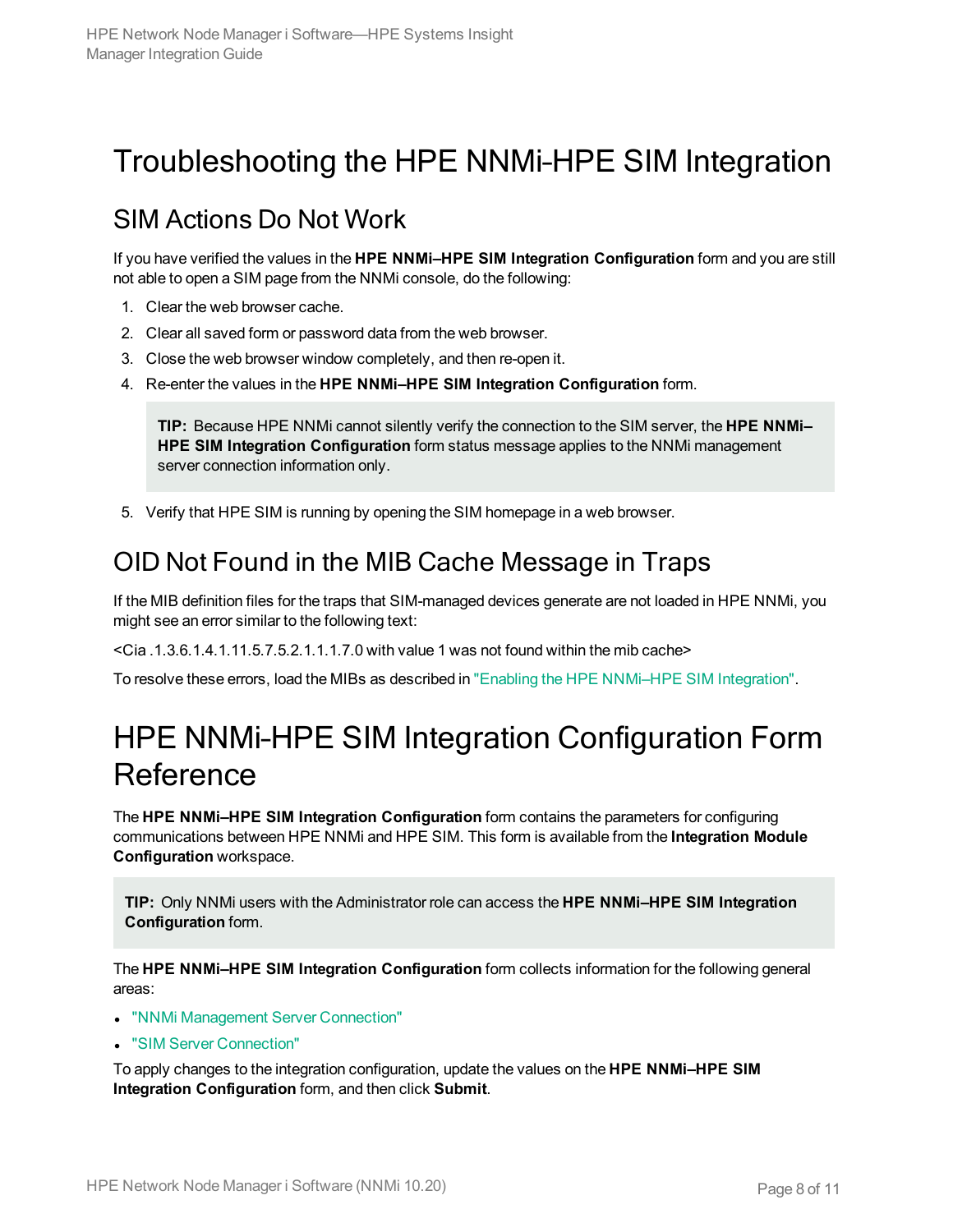# Troubleshooting the HPE NNMi-HPE SIM Integration

## SIM Actions Do Not Work

If you have verified the values in the **HPE NNMi–HPE SIM Integration Configuration** form and you are still not able to open a SIM page from the NNMi console, do the following:

1. Clear the web browser cache.
2. Clear all saved form or password data from the web browser.
3. Close the web browser window completely, and then re-open it.
4. Re-enter the values in the **HPE NNMi–HPE SIM Integration Configuration** form.

   > **TIP:** Because HPE NNMi cannot silently verify the connection to the SIM server, the **HPE NNMi–HPE SIM Integration Configuration** form status message applies to the NNMi management server connection information only.

5. Verify that HPE SIM is running by opening the SIM homepage in a web browser.

## OID Not Found in the MIB Cache Message in Traps

If the MIB definition files for the traps that SIM-managed devices generate are not loaded in HPE NNMi, you might see an error similar to the following text:

<Cia .1.3.6.1.4.1.11.5.7.5.2.1.1.1.7.0 with value 1 was not found within the mib cache>

To resolve these errors, load the MIBs as described in "Enabling the HPE NNMi–HPE SIM Integration".

# HPE NNMi-HPE SIM Integration Configuration Form Reference

The **HPE NNMi–HPE SIM Integration Configuration** form contains the parameters for configuring communications between HPE NNMi and HPE SIM. This form is available from the **Integration Module Configuration** workspace.

> **TIP:** Only NNMi users with the Administrator role can access the **HPE NNMi–HPE SIM Integration Configuration** form.

The **HPE NNMi–HPE SIM Integration Configuration** form collects information for the following general areas:

- "NNMi Management Server Connection"
- "SIM Server Connection"

To apply changes to the integration configuration, update the values on the **HPE NNMi–HPE SIM Integration Configuration** form, and then click **Submit**.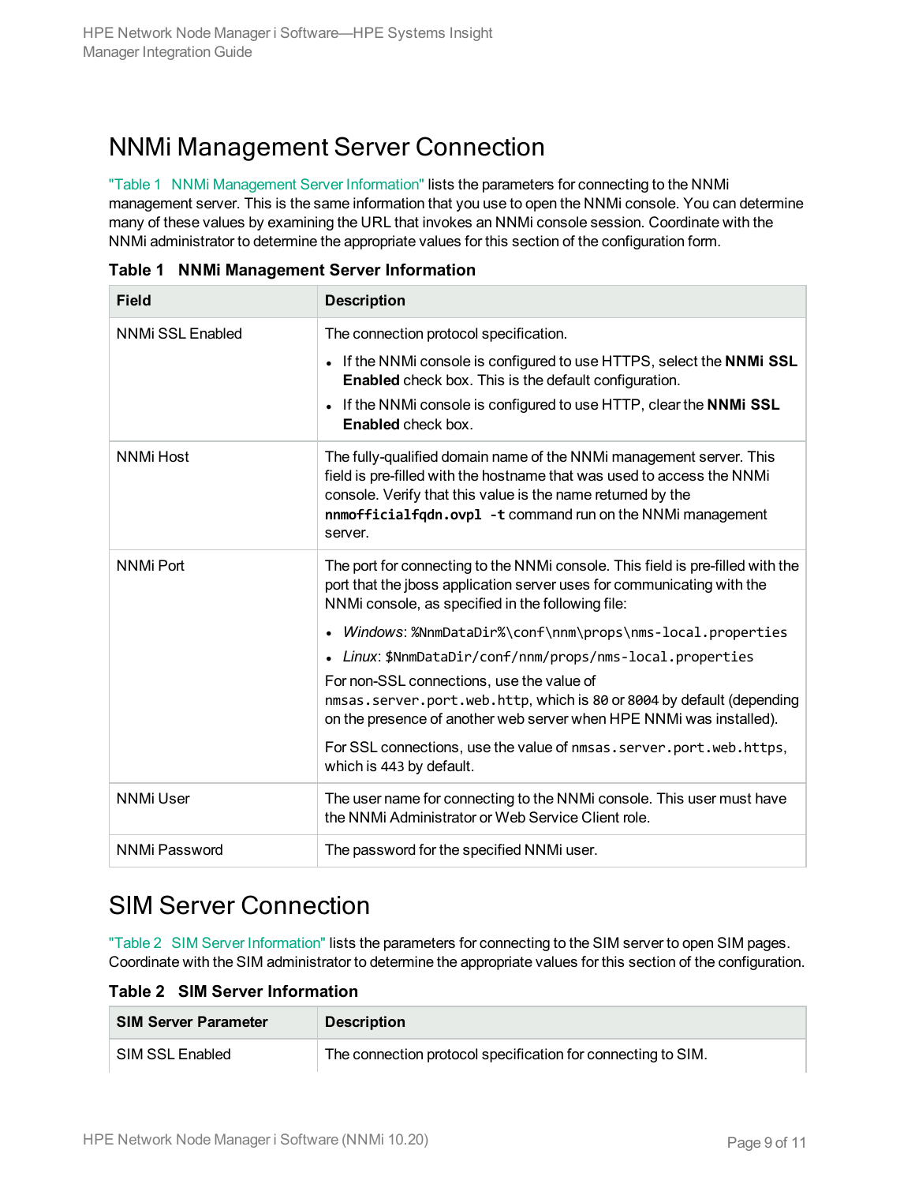# NNMi Management Server Connection

"Table 1 NNMi Management Server Information" lists the parameters for connecting to the NNMi management server. This is the same information that you use to open the NNMi console. You can determine many of these values by examining the URL that invokes an NNMi console session. Coordinate with the NNMi administrator to determine the appropriate values for this section of the configuration form.

**Table 1 NNMi Management Server Information**

| Field | Description |
|---|---|
| NNMi SSL Enabled | The connection protocol specification.<br>• If the NNMi console is configured to use HTTPS, select the **NNMi SSL Enabled** check box. This is the default configuration.<br>• If the NNMi console is configured to use HTTP, clear the **NNMi SSL Enabled** check box. |
| NNMi Host | The fully-qualified domain name of the NNMi management server. This field is pre-filled with the hostname that was used to access the NNMi console. Verify that this value is the name returned by the **nnmofficialfqdn.ovpl -t** command run on the NNMi management server. |
| NNMi Port | The port for connecting to the NNMi console. This field is pre-filled with the port that the jboss application server uses for communicating with the NNMi console, as specified in the following file:<br>• *Windows*: `%NnmDataDir%\conf\nnm\props\nms-local.properties`<br>• *Linux*: `$NnmDataDir/conf/nnm/props/nms-local.properties`<br>For non-SSL connections, use the value of `nmsas.server.port.web.http`, which is `80` or `8004` by default (depending on the presence of another web server when HPE NNMi was installed).<br>For SSL connections, use the value of `nmsas.server.port.web.https`, which is `443` by default. |
| NNMi User | The user name for connecting to the NNMi console. This user must have the NNMi Administrator or Web Service Client role. |
| NNMi Password | The password for the specified NNMi user. |

# SIM Server Connection

"Table 2 SIM Server Information" lists the parameters for connecting to the SIM server to open SIM pages. Coordinate with the SIM administrator to determine the appropriate values for this section of the configuration.

**Table 2 SIM Server Information**

| SIM Server Parameter | Description |
|---|---|
| SIM SSL Enabled | The connection protocol specification for connecting to SIM. |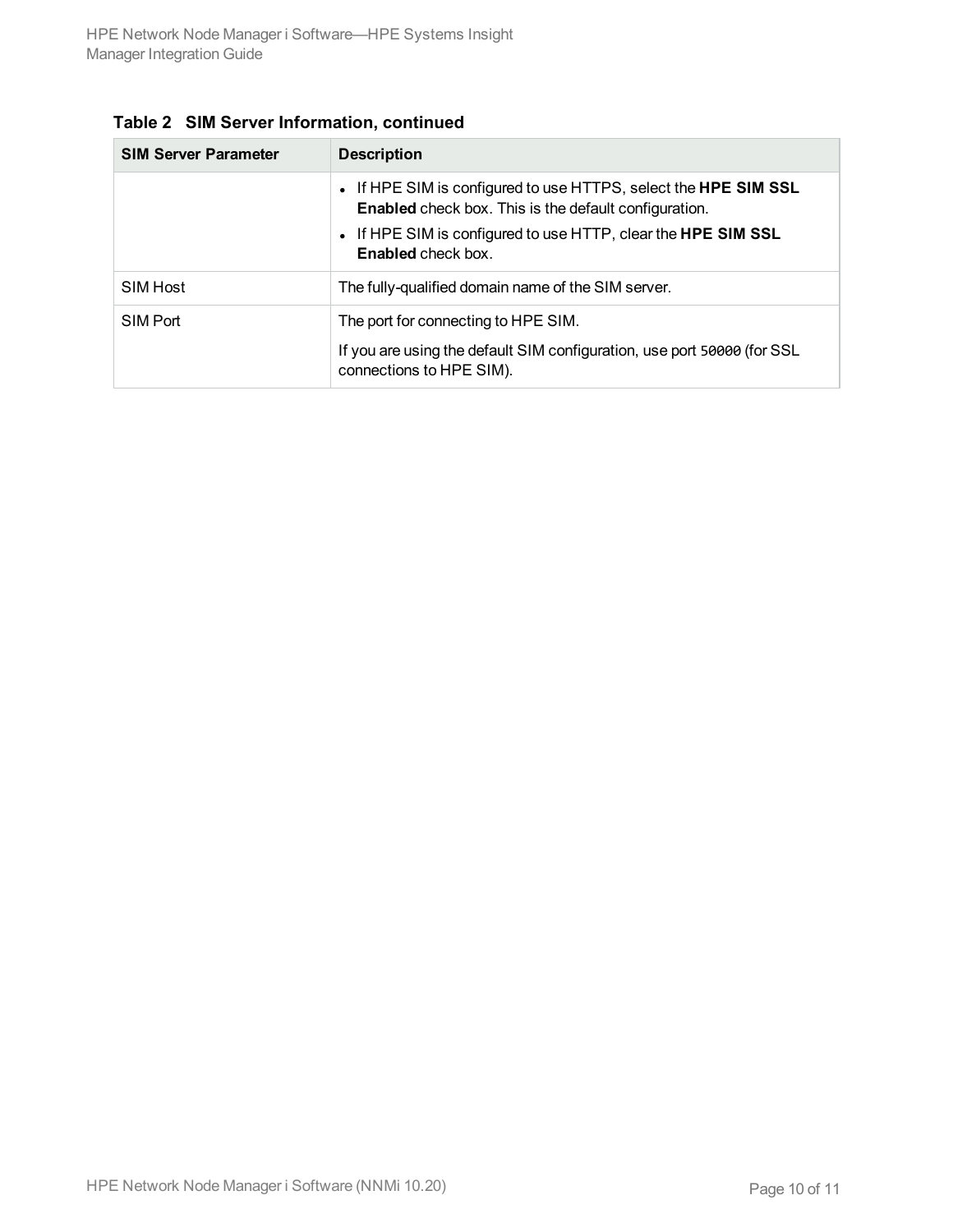**Table 2 SIM Server Information, continued**

| SIM Server Parameter | Description |
| --- | --- |
| | • If HPE SIM is configured to use HTTPS, select the **HPE SIM SSL Enabled** check box. This is the default configuration.<br>• If HPE SIM is configured to use HTTP, clear the **HPE SIM SSL Enabled** check box. |
| SIM Host | The fully-qualified domain name of the SIM server. |
| SIM Port | The port for connecting to HPE SIM.<br>If you are using the default SIM configuration, use port `50000` (for SSL connections to HPE SIM). |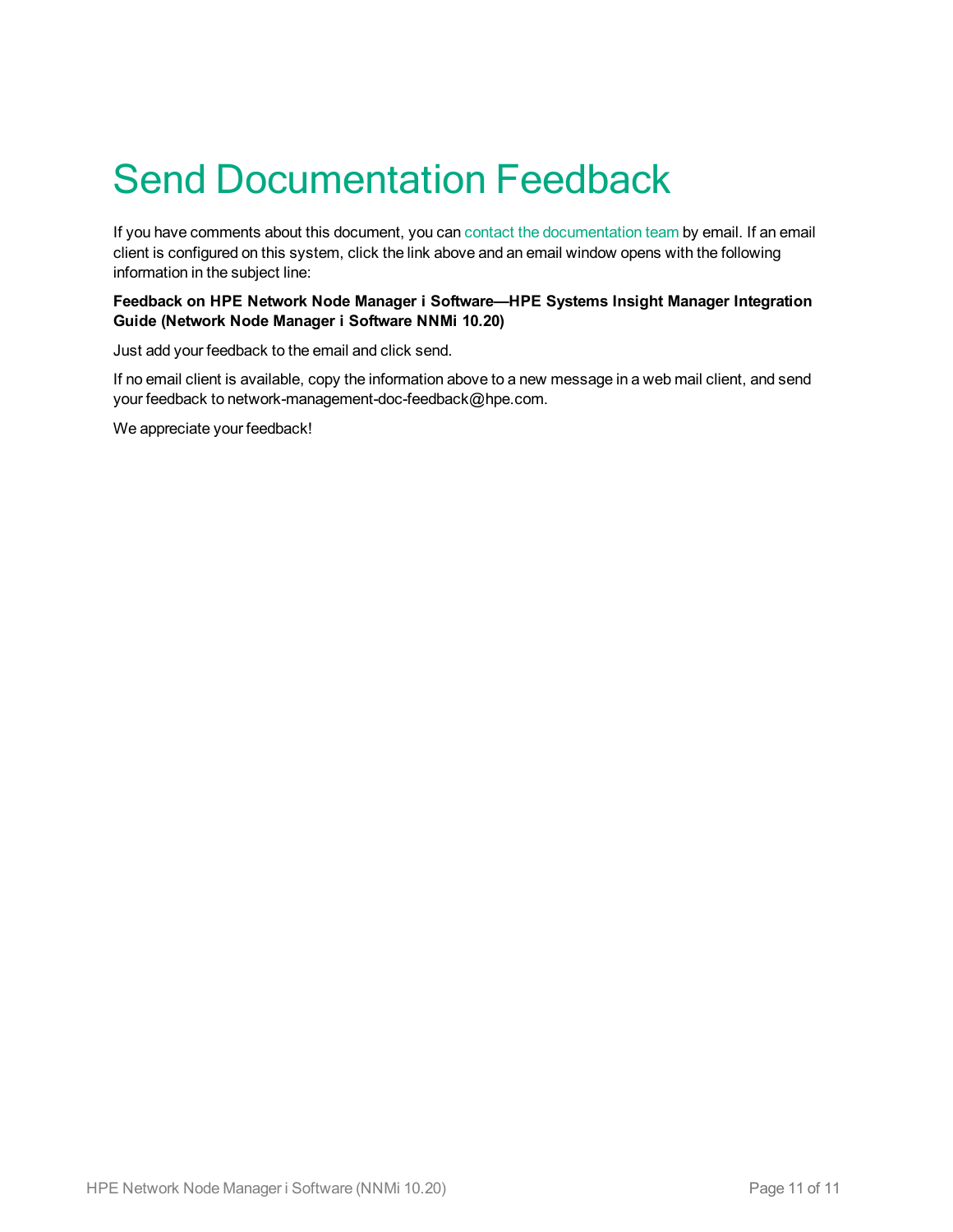# Send Documentation Feedback

If you have comments about this document, you can contact the documentation team by email. If an email client is configured on this system, click the link above and an email window opens with the following information in the subject line:

**Feedback on HPE Network Node Manager i Software—HPE Systems Insight Manager Integration Guide (Network Node Manager i Software NNMi 10.20)**

Just add your feedback to the email and click send.

If no email client is available, copy the information above to a new message in a web mail client, and send your feedback to network-management-doc-feedback@hpe.com.

We appreciate your feedback!